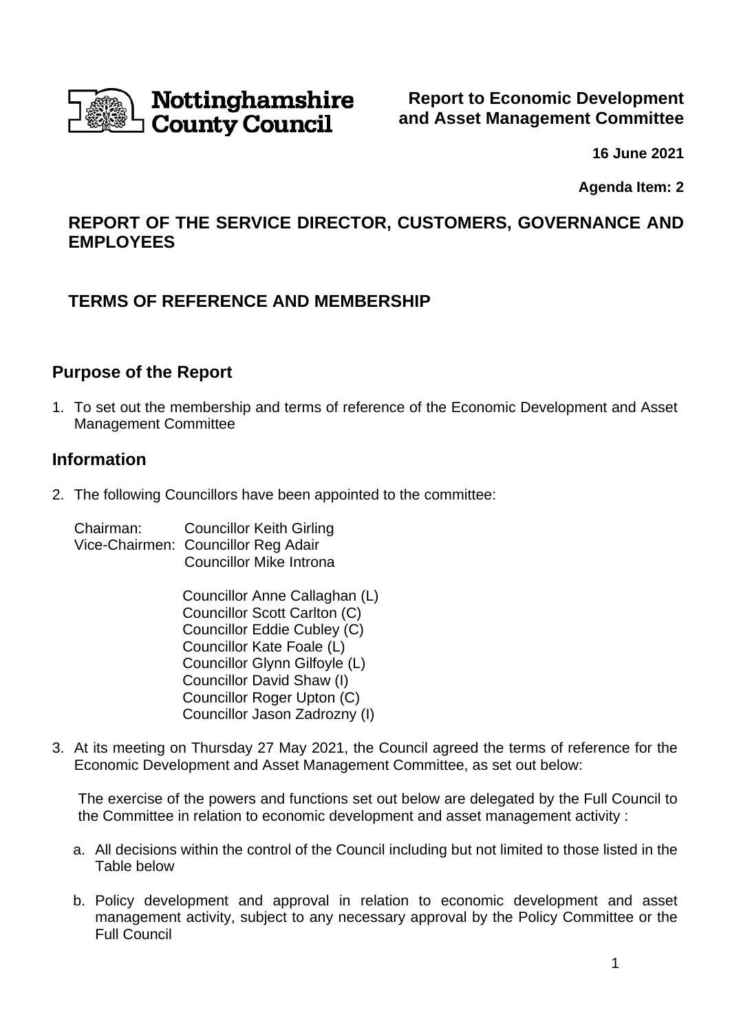Nottinghamshire County Council

**Report to Economic Development and Asset Management Committee**

**16 June 2021**

**Agenda Item: 2**

## REPORT OF THE SERVICE DIRECTOR, CUSTOMERS, GOVERNANCE AND EMPLOYEES

## TERMS OF REFERENCE AND MEMBERSHIP

## Purpose of the Report

1. To set out the membership and terms of reference of the Economic Development and Asset Management Committee

## Information

2. The following Councillors have been appointed to the committee:

   Chairman: Councillor Keith Girling
   Vice-Chairmen: Councillor Reg Adair
   Councillor Mike Introna

   Councillor Anne Callaghan (L)
   Councillor Scott Carlton (C)
   Councillor Eddie Cubley (C)
   Councillor Kate Foale (L)
   Councillor Glynn Gilfoyle (L)
   Councillor David Shaw (I)
   Councillor Roger Upton (C)
   Councillor Jason Zadrozny (I)

3. At its meeting on Thursday 27 May 2021, the Council agreed the terms of reference for the Economic Development and Asset Management Committee, as set out below:

   The exercise of the powers and functions set out below are delegated by the Full Council to the Committee in relation to economic development and asset management activity :

   a. All decisions within the control of the Council including but not limited to those listed in the Table below

   b. Policy development and approval in relation to economic development and asset management activity, subject to any necessary approval by the Policy Committee or the Full Council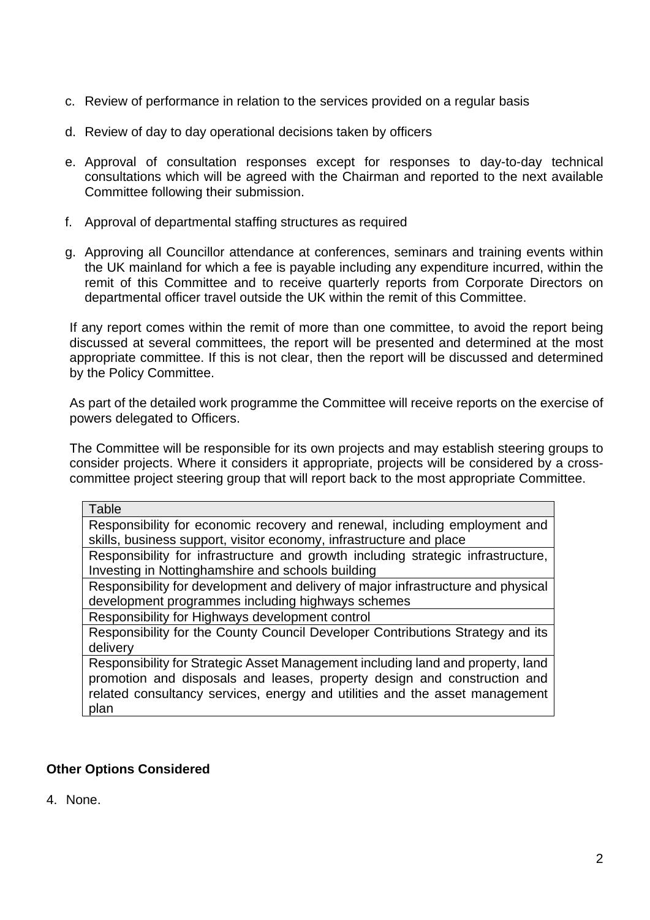c. Review of performance in relation to the services provided on a regular basis

d. Review of day to day operational decisions taken by officers

e. Approval of consultation responses except for responses to day-to-day technical consultations which will be agreed with the Chairman and reported to the next available Committee following their submission.

f. Approval of departmental staffing structures as required

g. Approving all Councillor attendance at conferences, seminars and training events within the UK mainland for which a fee is payable including any expenditure incurred, within the remit of this Committee and to receive quarterly reports from Corporate Directors on departmental officer travel outside the UK within the remit of this Committee.

If any report comes within the remit of more than one committee, to avoid the report being discussed at several committees, the report will be presented and determined at the most appropriate committee. If this is not clear, then the report will be discussed and determined by the Policy Committee.

As part of the detailed work programme the Committee will receive reports on the exercise of powers delegated to Officers.

The Committee will be responsible for its own projects and may establish steering groups to consider projects. Where it considers it appropriate, projects will be considered by a cross-committee project steering group that will report back to the most appropriate Committee.

| Table |
|---|
| Responsibility for economic recovery and renewal, including employment and skills, business support, visitor economy, infrastructure and place |
| Responsibility for infrastructure and growth including strategic infrastructure, Investing in Nottinghamshire and schools building |
| Responsibility for development and delivery of major infrastructure and physical development programmes including highways schemes |
| Responsibility for Highways development control |
| Responsibility for the County Council Developer Contributions Strategy and its delivery |
| Responsibility for Strategic Asset Management including land and property, land promotion and disposals and leases, property design and construction and related consultancy services, energy and utilities and the asset management plan |

**Other Options Considered**

4. None.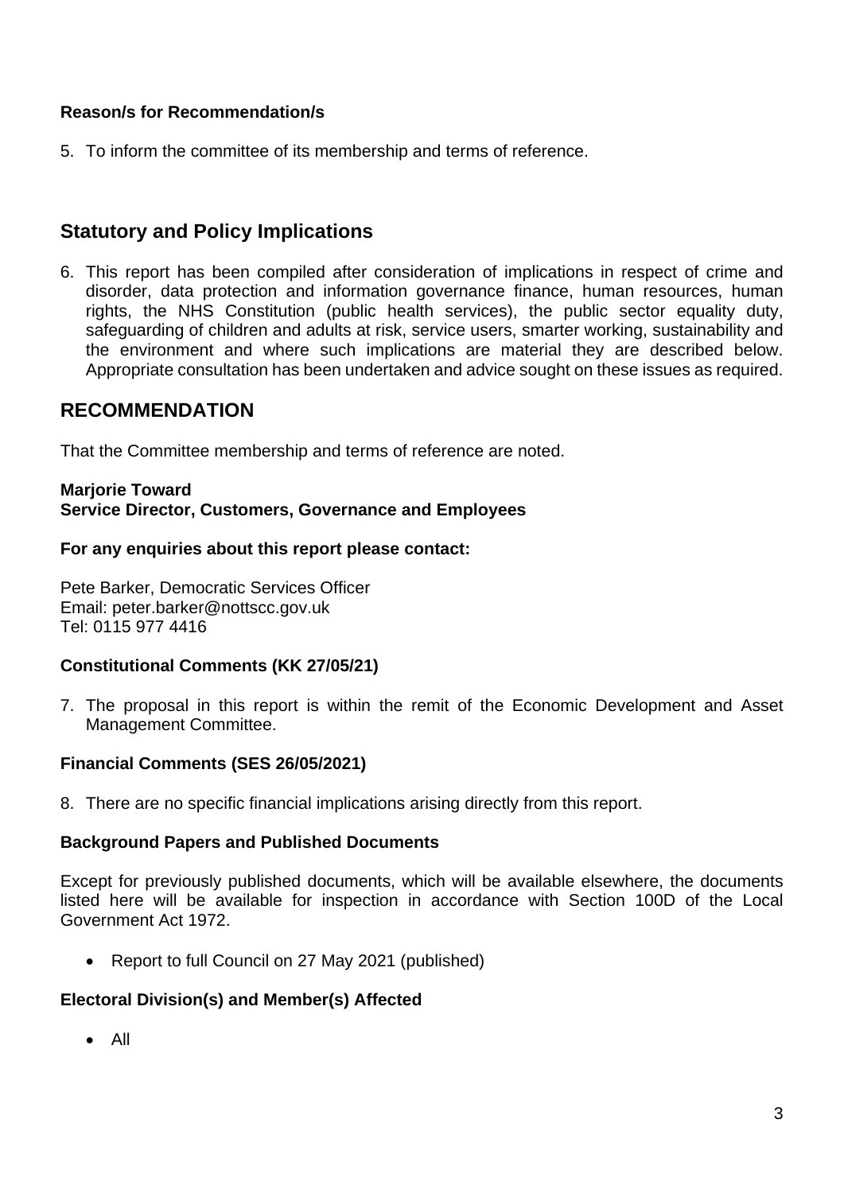**Reason/s for Recommendation/s**

5. To inform the committee of its membership and terms of reference.

## Statutory and Policy Implications

6. This report has been compiled after consideration of implications in respect of crime and disorder, data protection and information governance finance, human resources, human rights, the NHS Constitution (public health services), the public sector equality duty, safeguarding of children and adults at risk, service users, smarter working, sustainability and the environment and where such implications are material they are described below. Appropriate consultation has been undertaken and advice sought on these issues as required.

## RECOMMENDATION

That the Committee membership and terms of reference are noted.

**Marjorie Toward**
**Service Director, Customers, Governance and Employees**

**For any enquiries about this report please contact:**

Pete Barker, Democratic Services Officer
Email: peter.barker@nottscc.gov.uk
Tel: 0115 977 4416

**Constitutional Comments (KK 27/05/21)**

7. The proposal in this report is within the remit of the Economic Development and Asset Management Committee.

**Financial Comments (SES 26/05/2021)**

8. There are no specific financial implications arising directly from this report.

**Background Papers and Published Documents**

Except for previously published documents, which will be available elsewhere, the documents listed here will be available for inspection in accordance with Section 100D of the Local Government Act 1972.

- Report to full Council on 27 May 2021 (published)

**Electoral Division(s) and Member(s) Affected**

- All